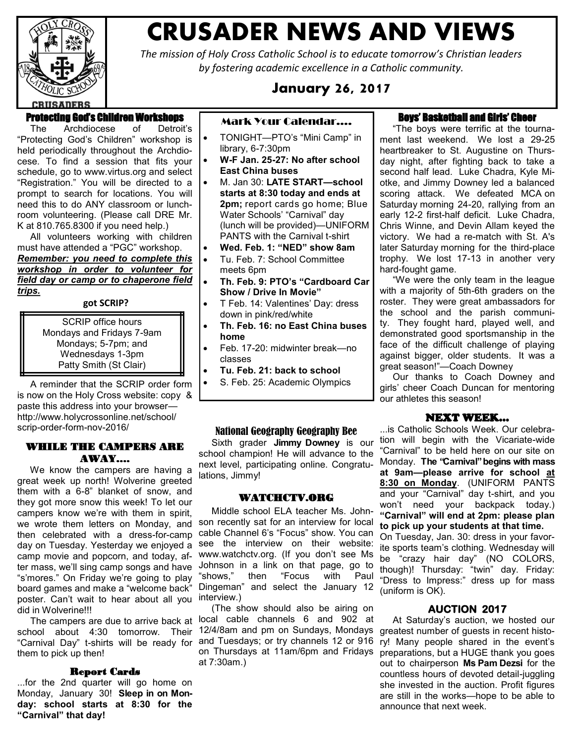# CRUSADER NEWS AND VIEWS

*The mission of Holy Cross Catholic School is to educate tomorrow's Christian leaders by fostering academic excellence in a Catholic community.*

**January 26, 2017**

## Protecting God's Children Workshops

The Archdiocese of Detroit's "Protecting God's Children" workshop is held periodically throughout the Archdiocese. To find a session that fits your schedule, go to www.virtus.org and select "Registration." You will be directed to a prompt to search for locations. You will need this to do ANY classroom or lunchroom volunteering. (Please call DRE Mr. K at 810.765.8300 if you need help.)

All volunteers working with children must have attended a "PGC" workshop. ***Remember: you need to complete this workshop in order to volunteer for field day or camp or to chaperone field trips.***

**got SCRIP?**

SCRIP office hours
Mondays and Fridays 7-9am
Mondays; 5-7pm; and
Wednesdays 1-3pm
Patty Smith (St Clair)

A reminder that the SCRIP order form is now on the Holy Cross website: copy & paste this address into your browser—http://www.holycrossonline.net/school/scrip-order-form-nov-2016/

## WHILE THE CAMPERS ARE AWAY....

We know the campers are having a great week up north! Wolverine greeted them with a 6-8" blanket of snow, and they got more snow this week! To let our campers know we're with them in spirit, we wrote them letters on Monday, and then celebrated with a dress-for-camp day on Tuesday. Yesterday we enjoyed a camp movie and popcorn, and today, after mass, we'll sing camp songs and have "s'mores." On Friday we're going to play board games and make a "welcome back" poster. Can't wait to hear about all you did in Wolverine!!!

The campers are due to arrive back at school about 4:30 tomorrow. Their "Carnival Day" t-shirts will be ready for them to pick up then!

## Report Cards

...for the 2nd quarter will go home on Monday, January 30! **Sleep in on Monday: school starts at 8:30 for the "Carnival" that day!**

## Mark Your Calendar....

- TONIGHT—PTO's "Mini Camp" in library, 6-7:30pm
- **W-F Jan. 25-27: No after school East China buses**
- M. Jan 30: **LATE START—school starts at 8:30 today and ends at 2pm;** report cards go home; Blue Water Schools' "Carnival" day (lunch will be provided)—UNIFORM PANTS with the Carnival t-shirt
- **Wed. Feb. 1: "NED" show 8am**
- Tu. Feb. 7: School Committee meets 6pm
- **Th. Feb. 9: PTO's "Cardboard Car Show / Drive In Movie"**
- T Feb. 14: Valentines' Day: dress down in pink/red/white
- **Th. Feb. 16: no East China buses home**
- Feb. 17-20: midwinter break—no classes
- **Tu. Feb. 21: back to school**
- S. Feb. 25: Academic Olympics

## National Geography Geography Bee

Sixth grader **Jimmy Downey** is our school champion! He will advance to the next level, participating online. Congratulations, Jimmy!

## WATCHCTV.ORG

Middle school ELA teacher Ms. Johnson recently sat for an interview for local cable Channel 6's "Focus" show. You can see the interview on their website: www.watchctv.org. (If you don't see Ms Johnson in a link on that page, go to "shows," then "Focus with Paul Dingeman" and select the January 12 interview.)

(The show should also be airing on local cable channels 6 and 902 at 12/4/8am and pm on Sundays, Mondays and Tuesdays; or try channels 12 or 916 on Thursdays at 11am/6pm and Fridays at 7:30am.)

## Boys' Basketball and Girls' Cheer

"The boys were terrific at the tournament last weekend. We lost a 29-25 heartbreaker to St. Augustine on Thursday night, after fighting back to take a second half lead. Luke Chadra, Kyle Miotke, and Jimmy Downey led a balanced scoring attack. We defeated MCA on Saturday morning 24-20, rallying from an early 12-2 first-half deficit. Luke Chadra, Chris Winne, and Devin Allam keyed the victory. We had a re-match with St. A's later Saturday morning for the third-place trophy. We lost 17-13 in another very hard-fought game.

"We were the only team in the league with a majority of 5th-6th graders on the roster. They were great ambassadors for the school and the parish community. They fought hard, played well, and demonstrated good sportsmanship in the face of the difficult challenge of playing against bigger, older students. It was a great season!"—Coach Downey

Our thanks to Coach Downey and girls' cheer Coach Duncan for mentoring our athletes this season!

## NEXT WEEK...

...is Catholic Schools Week. Our celebration will begin with the Vicariate-wide "Carnival" to be held here on our site on Monday. **The "Carnival" begins with mass at 9am—please arrive for school <u>at 8:30 on Monday</u>**. (UNIFORM PANTS and your "Carnival" day t-shirt, and you won't need your backpack today.) **"Carnival" will end at 2pm: please plan to pick up your students at that time.**

On Tuesday, Jan. 30: dress in your favorite sports team's clothing. Wednesday will be "crazy hair day" (NO COLORS, though)! Thursday: "twin" day. Friday: "Dress to Impress:" dress up for mass (uniform is OK).

## AUCTION 2017

At Saturday's auction, we hosted our greatest number of guests in recent history! Many people shared in the event's preparations, but a HUGE thank you goes out to chairperson **Ms Pam Dezsi** for the countless hours of devoted detail-juggling she invested in the auction. Profit figures are still in the works—hope to be able to announce that next week.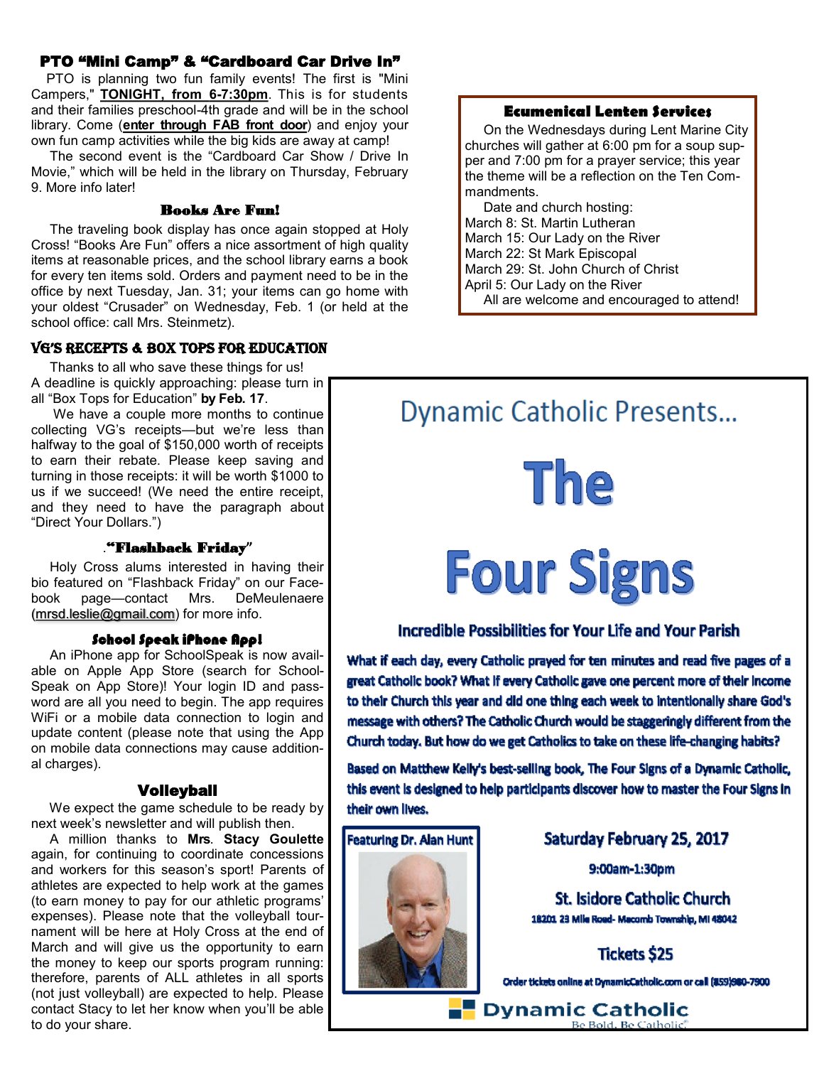## PTO "Mini Camp" & "Cardboard Car Drive In"

PTO is planning two fun family events! The first is "Mini Campers," **TONIGHT, from 6-7:30pm**. This is for students and their families preschool-4th grade and will be in the school library. Come (**enter through FAB front door**) and enjoy your own fun camp activities while the big kids are away at camp!

The second event is the "Cardboard Car Show / Drive In Movie," which will be held in the library on Thursday, February 9. More info later!

### Books Are Fun!

The traveling book display has once again stopped at Holy Cross! "Books Are Fun" offers a nice assortment of high quality items at reasonable prices, and the school library earns a book for every ten items sold. Orders and payment need to be in the office by next Tuesday, Jan. 31; your items can go home with your oldest "Crusader" on Wednesday, Feb. 1 (or held at the school office: call Mrs. Steinmetz).

### VG's Receipts & Box Tops for Education

Thanks to all who save these things for us!

A deadline is quickly approaching: please turn in all "Box Tops for Education" **by Feb. 17**.

We have a couple more months to continue collecting VG's receipts—but we're less than halfway to the goal of $150,000 worth of receipts to earn their rebate. Please keep saving and turning in those receipts: it will be worth $1000 to us if we succeed! (We need the entire receipt, and they need to have the paragraph about "Direct Your Dollars.")

### ."Flashback Friday"

Holy Cross alums interested in having their bio featured on "Flashback Friday" on our Facebook page—contact Mrs. DeMeulenaere (mrsd.leslie@gmail.com) for more info.

### School Speak iPhone App!

An iPhone app for SchoolSpeak is now available on Apple App Store (search for SchoolSpeak on App Store)! Your login ID and password are all you need to begin. The app requires WiFi or a mobile data connection to login and update content (please note that using the App on mobile data connections may cause additional charges).

### Volleyball

We expect the game schedule to be ready by next week's newsletter and will publish then.

A million thanks to **Mrs**. **Stacy Goulette** again, for continuing to coordinate concessions and workers for this season's sport! Parents of athletes are expected to help work at the games (to earn money to pay for our athletic programs' expenses). Please note that the volleyball tournament will be here at Holy Cross at the end of March and will give us the opportunity to earn the money to keep our sports program running: therefore, parents of ALL athletes in all sports (not just volleyball) are expected to help. Please contact Stacy to let her know when you'll be able to do your share.

### Ecumenical Lenten Services

On the Wednesdays during Lent Marine City churches will gather at 6:00 pm for a soup supper and 7:00 pm for a prayer service; this year the theme will be a reflection on the Ten Commandments.

Date and church hosting:
March 8: St. Martin Lutheran
March 15: Our Lady on the River
March 22: St Mark Episcopal
March 29: St. John Church of Christ
April 5: Our Lady on the River

All are welcome and encouraged to attend!

## Dynamic Catholic Presents...

# The Four Signs

### Incredible Possibilities for Your Life and Your Parish

**What if each day, every Catholic prayed for ten minutes and read five pages of a great Catholic book? What if every Catholic gave one percent more of their income to their Church this year and did one thing each week to intentionally share God's message with others? The Catholic Church would be staggeringly different from the Church today. But how do we get Catholics to take on these life-changing habits?**

**Based on Matthew Kelly's best-selling book, The Four Signs of a Dynamic Catholic, this event is designed to help participants discover how to master the Four Signs in their own lives.**

Featuring Dr. Alan Hunt

**Saturday February 25, 2017**

**9:00am-1:30pm**

**St. Isidore Catholic Church**

18201 23 Mile Road- Macomb Township, MI 48042

**Tickets $25**

Order tickets online at DynamicCatholic.com or call (859)980-7900

Dynamic Catholic
Be Bold. Be Catholic.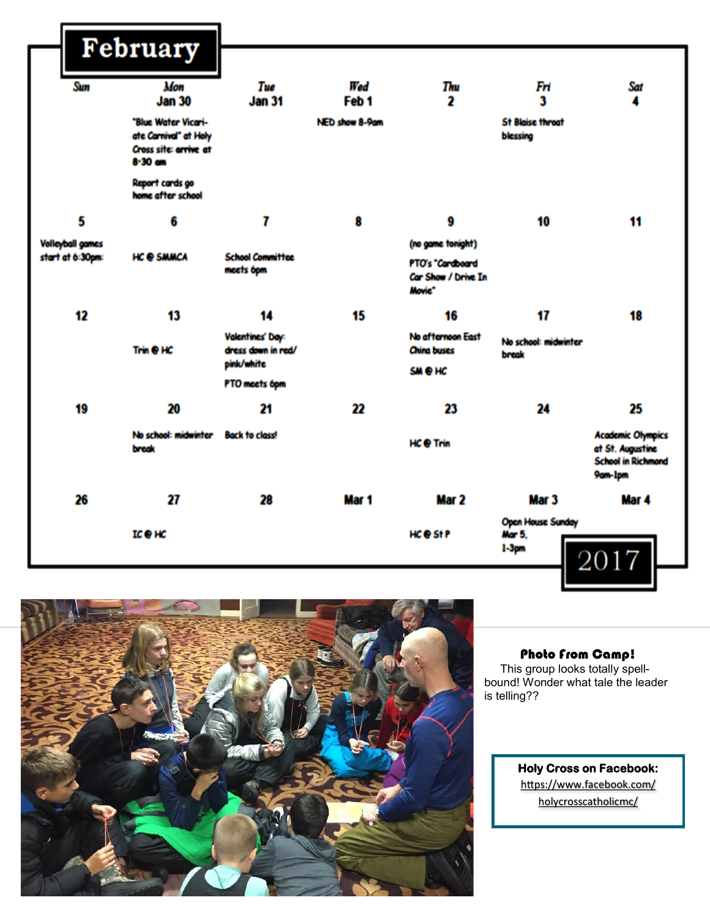# February 2017

| Sun | Mon | Tue | Wed | Thu | Fri | Sat |
|---|---|---|---|---|---|---|
| | Jan 30<br>"Blue Water Vicariate Carnival" at Holy Cross site: arrive at 8:30 am<br>Report cards go home after school | Jan 31 | Feb 1<br>NED show 8-9am | 2 | 3<br>St Blaise throat blessing | 4 |
| 5<br>Volleyball games start at 6:30pm: | 6<br>HC @ SMMCA | 7<br>School Committee meets 6pm | 8 | 9<br>(no game tonight)<br>PTO's "Cardboard Car Show / Drive In Movie" | 10 | 11 |
| 12 | 13<br>Trin @ HC | 14<br>Valentines' Day: dress down in red/pink/white<br>PTO meets 6pm | 15 | 16<br>No afternoon East China buses<br>SM @ HC | 17<br>No school: midwinter break | 18 |
| 19 | 20<br>No school: midwinter break | 21<br>Back to class! | 22 | 23<br>HC @ Trin | 24 | 25<br>Academic Olympics at St. Augustine School in Richmond 9am-1pm |
| 26 | 27<br>IC @ HC | 28 | Mar 1 | Mar 2<br>HC @ St P | Mar 3<br>Open House Sunday Mar 5, 1-3pm | Mar 4 |

**Photo From Camp!**

This group looks totally spell-bound! Wonder what tale the leader is telling??

**Holy Cross on Facebook:**
https://www.facebook.com/holycrosscatholicmc/